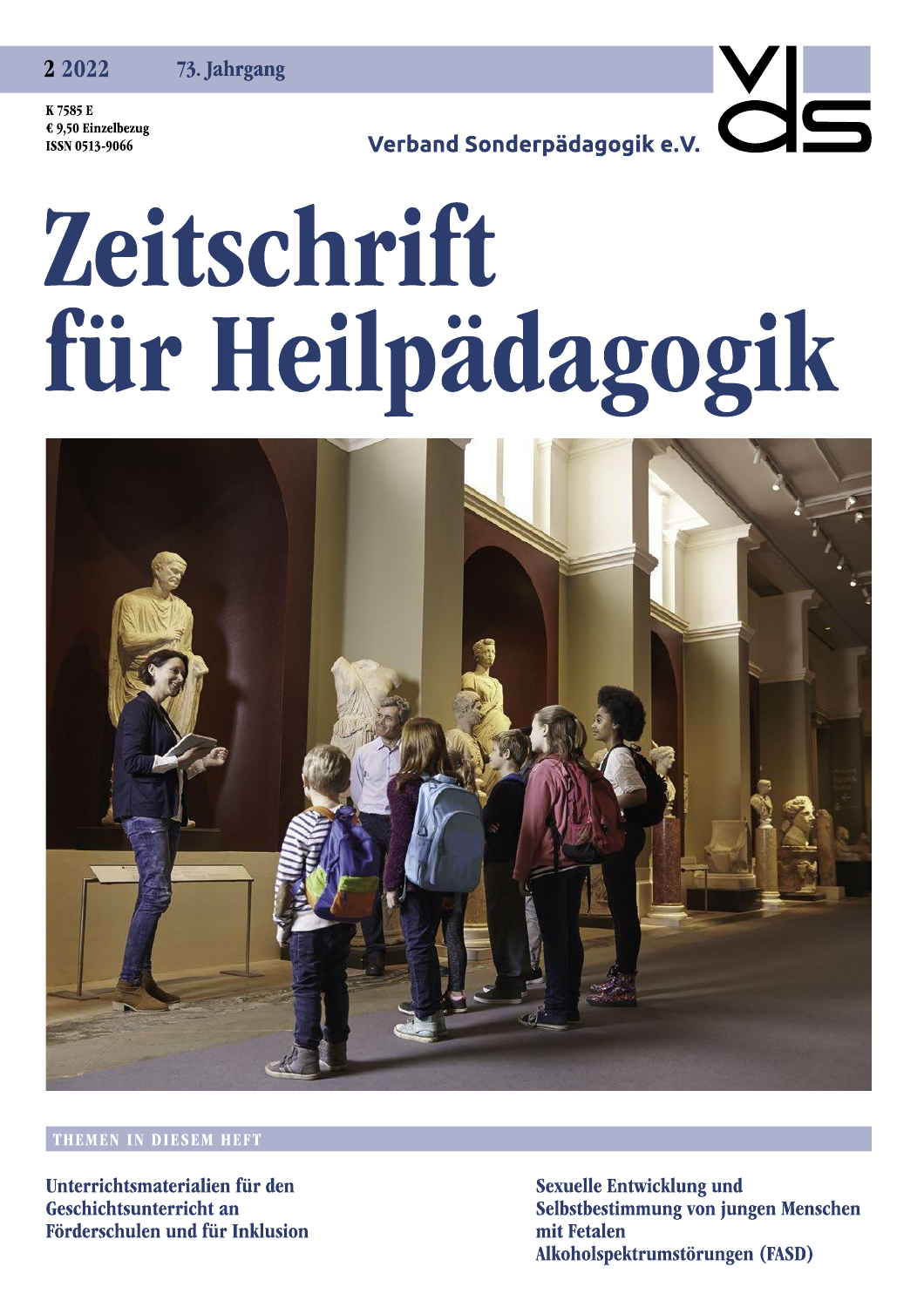2 2022 73. Jahrgang

K 7585 E
€ 9,50 Einzelbezug
ISSN 0513-9066

Verband Sonderpädagogik e.V.

VdS

# Zeitschrift für Heilpädagogik

## THEMEN IN DIESEM HEFT

**Unterrichtsmaterialien für den Geschichtsunterricht an Förderschulen und für Inklusion**

**Sexuelle Entwicklung und Selbstbestimmung von jungen Menschen mit Fetalen Alkoholspektrumstörungen (FASD)**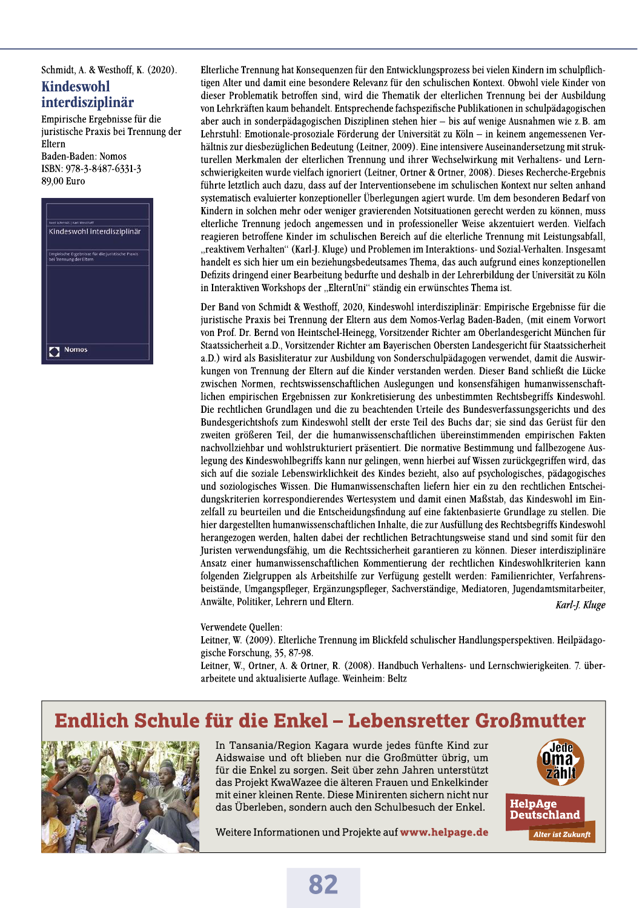Schmidt, A. & Westhoff, K. (2020).

## Kindeswohl interdisziplinär

Empirische Ergebnisse für die juristische Praxis bei Trennung der Eltern
Baden-Baden: Nomos
ISBN: 978-3-8487-6331-3
89,00 Euro

Elterliche Trennung hat Konsequenzen für den Entwicklungsprozess bei vielen Kindern im schulpflichtigen Alter und damit eine besondere Relevanz für den schulischen Kontext. Obwohl viele Kinder von dieser Problematik betroffen sind, wird die Thematik der elterlichen Trennung bei der Ausbildung von Lehrkräften kaum behandelt. Entsprechende fachspezifische Publikationen in schulpädagogischen aber auch in sonderpädagogischen Disziplinen stehen hier – bis auf wenige Ausnahmen wie z.B. am Lehrstuhl: Emotionale-prosoziale Förderung der Universität zu Köln – in keinem angemessenen Verhältnis zur diesbezüglichen Bedeutung (Leitner, 2009). Eine intensivere Auseinandersetzung mit strukturellen Merkmalen der elterlichen Trennung und ihrer Wechselwirkung mit Verhaltens- und Lernschwierigkeiten wurde vielfach ignoriert (Leitner, Ortner & Ortner, 2008). Dieses Recherche-Ergebnis führte letztlich auch dazu, dass auf der Interventionsebene im schulischen Kontext nur selten anhand systematisch evaluierter konzeptioneller Überlegungen agiert wurde. Um dem besonderen Bedarf von Kindern in solchen mehr oder weniger gravierenden Notsituationen gerecht werden zu können, muss elterliche Trennung jedoch angemessen und in professioneller Weise akzentuiert werden. Vielfach reagieren betroffene Kinder im schulischen Bereich auf die elterliche Trennung mit Leistungsabfall, „reaktivem Verhalten" (Karl-J. Kluge) und Problemen im Interaktions- und Sozial-Verhalten. Insgesamt handelt es sich hier um ein beziehungsbedeutsames Thema, das auch aufgrund eines konzeptionellen Defizits dringend einer Bearbeitung bedurfte und deshalb in der Lehrerbildung der Universität zu Köln in Interaktiven Workshops der „ElternUni" ständig ein erwünschtes Thema ist.

Der Band von Schmidt & Westhoff, 2020, Kindeswohl interdisziplinär: Empirische Ergebnisse für die juristische Praxis bei Trennung der Eltern aus dem Nomos-Verlag Baden-Baden, (mit einem Vorwort von Prof. Dr. Bernd von Heintschel-Heinegg, Vorsitzender Richter am Oberlandesgericht München für Staatssicherheit a.D., Vorsitzender Richter am Bayerischen Obersten Landesgericht für Staatssicherheit a.D.) wird als Basisliteratur zur Ausbildung von Sonderschulpädagogen verwendet, damit die Auswirkungen von Trennung der Eltern auf die Kinder verstanden werden. Dieser Band schließt die Lücke zwischen Normen, rechtswissenschaftlichen Auslegungen und konsensfähigen humanwissenschaftlichen empirischen Ergebnissen zur Konkretisierung des unbestimmten Rechtsbegriffs Kindeswohl. Die rechtlichen Grundlagen und die zu beachtenden Urteile des Bundesverfassungsgerichts und des Bundesgerichtshofs zum Kindeswohl stellt der erste Teil des Buchs dar; sie sind das Gerüst für den zweiten größeren Teil, der die humanwissenschaftlichen übereinstimmenden empirischen Fakten nachvollziehbar und wohlstrukturiert präsentiert. Die normative Bestimmung und fallbezogene Auslegung des Kindeswohlbegriffs kann nur gelingen, wenn hierbei auf Wissen zurückgegriffen wird, das sich auf die soziale Lebenswirklichkeit des Kindes bezieht, also auf psychologisches, pädagogisches und soziologisches Wissen. Die Humanwissenschaften liefern hier ein zu den rechtlichen Entscheidungskriterien korrespondierendes Wertesystem und damit einen Maßstab, das Kindeswohl im Einzelfall zu beurteilen und die Entscheidungsfindung auf eine faktenbasierte Grundlage zu stellen. Die hier dargestellten humanwissenschaftlichen Inhalte, die zur Ausfüllung des Rechtsbegriffs Kindeswohl herangezogen werden, halten dabei der rechtlichen Betrachtungsweise stand und sind somit für den Juristen verwendungsfähig, um die Rechtssicherheit garantieren zu können. Dieser interdisziplinäre Ansatz einer humanwissenschaftlichen Kommentierung der rechtlichen Kindeswohlkriterien kann folgenden Zielgruppen als Arbeitshilfe zur Verfügung gestellt werden: Familienrichter, Verfahrensbeistände, Umgangspfleger, Ergänzungspfleger, Sachverständige, Mediatoren, Jugendamtsmitarbeiter, Anwälte, Politiker, Lehrern und Eltern.

*Karl-J. Kluge*

Verwendete Quellen:
Leitner, W. (2009). Elterliche Trennung im Blickfeld schulischer Handlungsperspektiven. Heilpädagogische Forschung, 35, 87-98.
Leitner, W., Ortner, A. & Ortner, R. (2008). Handbuch Verhaltens- und Lernschwierigkeiten. 7. überarbeitete und aktualisierte Auflage. Weinheim: Beltz

## Endlich Schule für die Enkel – Lebensretter Großmutter

In Tansania/Region Kagara wurde jedes fünfte Kind zur Aidswaise und oft blieben nur die Großmütter übrig, um für die Enkel zu sorgen. Seit über zehn Jahren unterstützt das Projekt KwaWazee die älteren Frauen und Enkelkinder mit einer kleinen Rente. Diese Minirenten sichern nicht nur das Überleben, sondern auch den Schulbesuch der Enkel.

Weitere Informationen und Projekte auf **www.helpage.de**

Jede Oma zählt

HelpAge Deutschland

Alter ist Zukunft